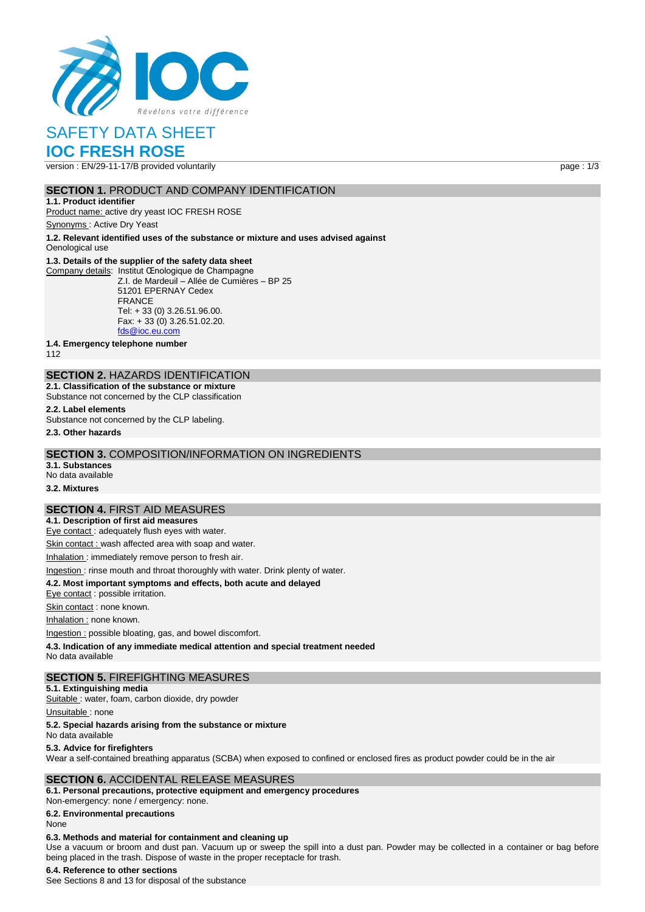Révélons votre différence

# SAFETY DATA SHEET
# IOC FRESH ROSE

version : EN/29-11-17/B provided voluntarily

## SECTION 1. PRODUCT AND COMPANY IDENTIFICATION

**1.1. Product identifier**

Product name: active dry yeast IOC FRESH ROSE

Synonyms : Active Dry Yeast

**1.2. Relevant identified uses of the substance or mixture and uses advised against**

Oenological use

**1.3. Details of the supplier of the safety data sheet**

Company details: Institut Œnologique de Champagne
Z.I. de Mardeuil – Allée de Cumières – BP 25
51201 EPERNAY Cedex
FRANCE
Tel: + 33 (0) 3.26.51.96.00.
Fax: + 33 (0) 3.26.51.02.20.
fds@ioc.eu.com

**1.4. Emergency telephone number**

112

## SECTION 2. HAZARDS IDENTIFICATION

**2.1. Classification of the substance or mixture**

Substance not concerned by the CLP classification

**2.2. Label elements**

Substance not concerned by the CLP labeling.

**2.3. Other hazards**

## SECTION 3. COMPOSITION/INFORMATION ON INGREDIENTS

**3.1. Substances**

No data available

**3.2. Mixtures**

## SECTION 4. FIRST AID MEASURES

**4.1. Description of first aid measures**

Eye contact : adequately flush eyes with water.

Skin contact : wash affected area with soap and water.

Inhalation : immediately remove person to fresh air.

Ingestion : rinse mouth and throat thoroughly with water. Drink plenty of water.

**4.2. Most important symptoms and effects, both acute and delayed**

Eye contact : possible irritation.

Skin contact : none known.

Inhalation : none known.

Ingestion : possible bloating, gas, and bowel discomfort.

**4.3. Indication of any immediate medical attention and special treatment needed**

No data available

## SECTION 5. FIREFIGHTING MEASURES

**5.1. Extinguishing media**

Suitable : water, foam, carbon dioxide, dry powder

Unsuitable : none

**5.2. Special hazards arising from the substance or mixture**

No data available

**5.3. Advice for firefighters**

Wear a self-contained breathing apparatus (SCBA) when exposed to confined or enclosed fires as product powder could be in the air

## SECTION 6. ACCIDENTAL RELEASE MEASURES

**6.1. Personal precautions, protective equipment and emergency procedures**

Non-emergency: none / emergency: none.

**6.2. Environmental precautions**

None

**6.3. Methods and material for containment and cleaning up**

Use a vacuum or broom and dust pan. Vacuum up or sweep the spill into a dust pan. Powder may be collected in a container or bag before being placed in the trash. Dispose of waste in the proper receptacle for trash.

**6.4. Reference to other sections**

See Sections 8 and 13 for disposal of the substance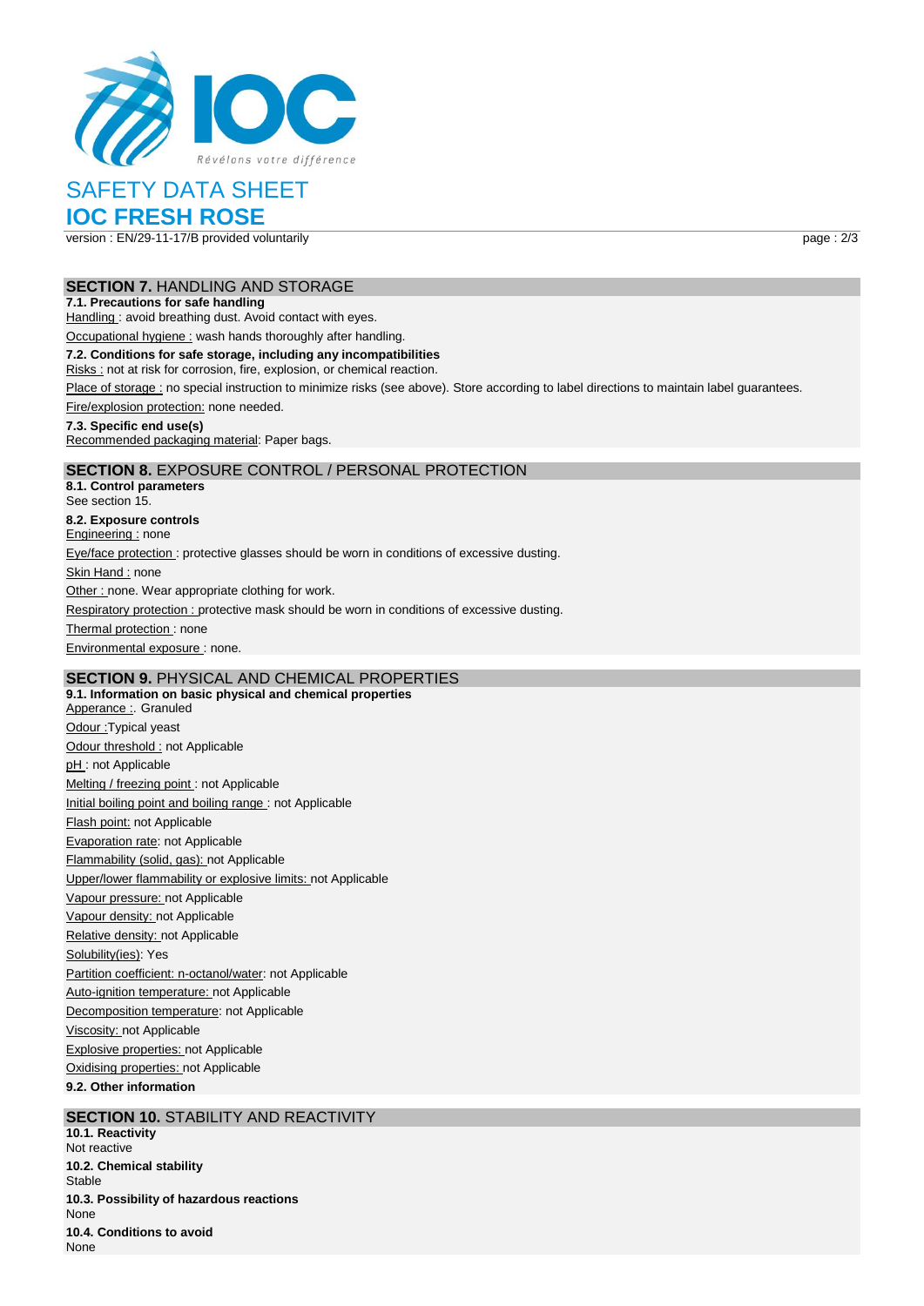## SECTION 7. HANDLING AND STORAGE

**7.1. Precautions for safe handling**

Handling : avoid breathing dust. Avoid contact with eyes.

Occupational hygiene : wash hands thoroughly after handling.

**7.2. Conditions for safe storage, including any incompatibilities**

Risks : not at risk for corrosion, fire, explosion, or chemical reaction.

Place of storage : no special instruction to minimize risks (see above). Store according to label directions to maintain label guarantees.

Fire/explosion protection: none needed.

**7.3. Specific end use(s)**

Recommended packaging material: Paper bags.

## SECTION 8. EXPOSURE CONTROL / PERSONAL PROTECTION

**8.1. Control parameters**

See section 15.

**8.2. Exposure controls**

Engineering : none

Eye/face protection : protective glasses should be worn in conditions of excessive dusting.

Skin Hand : none

Other : none. Wear appropriate clothing for work.

Respiratory protection : protective mask should be worn in conditions of excessive dusting.

Thermal protection : none

Environmental exposure : none.

## SECTION 9. PHYSICAL AND CHEMICAL PROPERTIES

**9.1. Information on basic physical and chemical properties**

Apperance :. Granuled

Odour :Typical yeast

Odour threshold : not Applicable

pH : not Applicable

Melting / freezing point : not Applicable

Initial boiling point and boiling range : not Applicable

Flash point: not Applicable

Evaporation rate: not Applicable

Flammability (solid, gas): not Applicable

Upper/lower flammability or explosive limits: not Applicable

Vapour pressure: not Applicable

Vapour density: not Applicable

Relative density: not Applicable

Solubility(ies): Yes

Partition coefficient: n-octanol/water: not Applicable

Auto-ignition temperature: not Applicable

Decomposition temperature: not Applicable

Viscosity: not Applicable

Explosive properties: not Applicable

Oxidising properties: not Applicable

**9.2. Other information**

## SECTION 10. STABILITY AND REACTIVITY

**10.1. Reactivity**

Not reactive

**10.2. Chemical stability**

Stable

**10.3. Possibility of hazardous reactions**

None

**10.4. Conditions to avoid**

None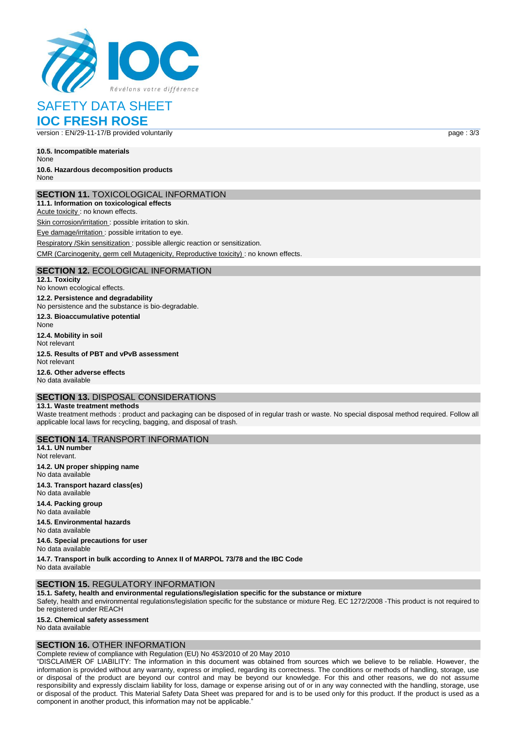# SAFETY DATA SHEET

## IOC FRESH ROSE

version : EN/29-11-17/B provided voluntarily

**10.5. Incompatible materials**
None

**10.6. Hazardous decomposition products**
None

## SECTION 11. TOXICOLOGICAL INFORMATION

**11.1. Information on toxicological effects**

Acute toxicity : no known effects.

Skin corrosion/irritation : possible irritation to skin.

Eye damage/irritation : possible irritation to eye.

Respiratory /Skin sensitization : possible allergic reaction or sensitization.

CMR (Carcinogenity, germ cell Mutagenicity, Reproductive toxicity) : no known effects.

## SECTION 12. ECOLOGICAL INFORMATION

**12.1. Toxicity**
No known ecological effects.

**12.2. Persistence and degradability**
No persistence and the substance is bio-degradable.

**12.3. Bioaccumulative potential**
None

**12.4. Mobility in soil**
Not relevant

**12.5. Results of PBT and vPvB assessment**
Not relevant

**12.6. Other adverse effects**
No data available

## SECTION 13. DISPOSAL CONSIDERATIONS

**13.1. Waste treatment methods**
Waste treatment methods : product and packaging can be disposed of in regular trash or waste. No special disposal method required. Follow all applicable local laws for recycling, bagging, and disposal of trash.

## SECTION 14. TRANSPORT INFORMATION

**14.1. UN number**
Not relevant.

**14.2. UN proper shipping name**
No data available

**14.3. Transport hazard class(es)**
No data available

**14.4. Packing group**
No data available

**14.5. Environmental hazards**
No data available

**14.6. Special precautions for user**
No data available

**14.7. Transport in bulk according to Annex II of MARPOL 73/78 and the IBC Code**
No data available

## SECTION 15. REGULATORY INFORMATION

**15.1. Safety, health and environmental regulations/legislation specific for the substance or mixture**
Safety, health and environmental regulations/legislation specific for the substance or mixture Reg. EC 1272/2008 -This product is not required to be registered under REACH

**15.2. Chemical safety assessment**
No data available

## SECTION 16. OTHER INFORMATION

Complete review of compliance with Regulation (EU) No 453/2010 of 20 May 2010

"DISCLAIMER OF LIABILITY: The information in this document was obtained from sources which we believe to be reliable. However, the information is provided without any warranty, express or implied, regarding its correctness. The conditions or methods of handling, storage, use or disposal of the product are beyond our control and may be beyond our knowledge. For this and other reasons, we do not assume responsibility and expressly disclaim liability for loss, damage or expense arising out of or in any way connected with the handling, storage, use or disposal of the product. This Material Safety Data Sheet was prepared for and is to be used only for this product. If the product is used as a component in another product, this information may not be applicable."